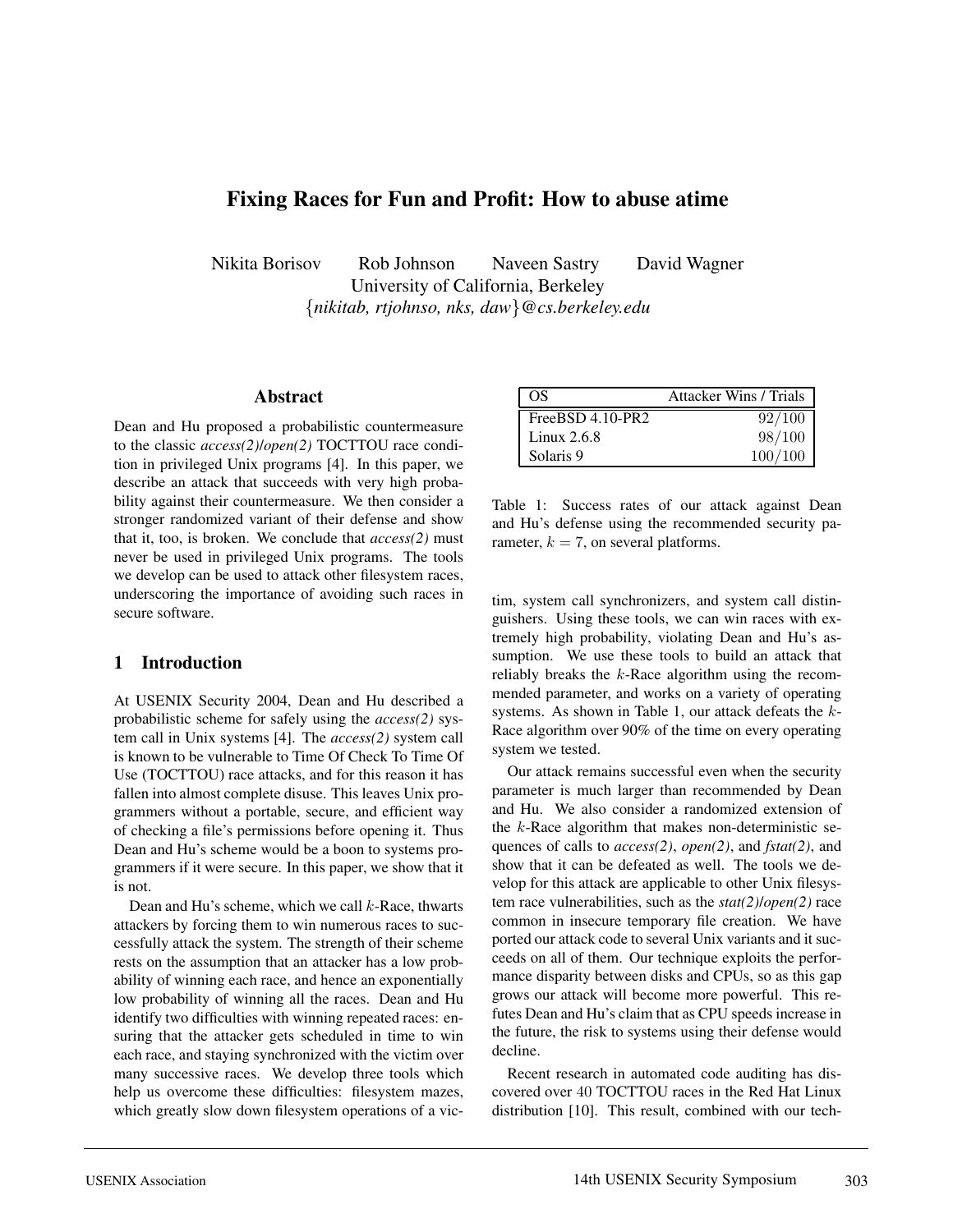# Fixing Races for Fun and Profit: How to abuse atime

Nikita Borisov  Rob Johnson  Naveen Sastry  David Wagner

University of California, Berkeley

{*nikitab, rtjohnso, nks, daw*}*@cs.berkeley.edu*

## Abstract

Dean and Hu proposed a probabilistic countermeasure to the classic *access(2)*/*open(2)* TOCTTOU race condition in privileged Unix programs [4]. In this paper, we describe an attack that succeeds with very high probability against their countermeasure. We then consider a stronger randomized variant of their defense and show that it, too, is broken. We conclude that *access(2)* must never be used in privileged Unix programs. The tools we develop can be used to attack other filesystem races, underscoring the importance of avoiding such races in secure software.

## 1 Introduction

At USENIX Security 2004, Dean and Hu described a probabilistic scheme for safely using the *access(2)* system call in Unix systems [4]. The *access(2)* system call is known to be vulnerable to Time Of Check To Time Of Use (TOCTTOU) race attacks, and for this reason it has fallen into almost complete disuse. This leaves Unix programmers without a portable, secure, and efficient way of checking a file's permissions before opening it. Thus Dean and Hu's scheme would be a boon to systems programmers if it were secure. In this paper, we show that it is not.

Dean and Hu's scheme, which we call $k$-Race, thwarts attackers by forcing them to win numerous races to successfully attack the system. The strength of their scheme rests on the assumption that an attacker has a low probability of winning each race, and hence an exponentially low probability of winning all the races. Dean and Hu identify two difficulties with winning repeated races: ensuring that the attacker gets scheduled in time to win each race, and staying synchronized with the victim over many successive races. We develop three tools which help us overcome these difficulties: filesystem mazes, which greatly slow down filesystem operations of a victim, system call synchronizers, and system call distinguishers. Using these tools, we can win races with extremely high probability, violating Dean and Hu's assumption. We use these tools to build an attack that reliably breaks the $k$-Race algorithm using the recommended parameter, and works on a variety of operating systems. As shown in Table 1, our attack defeats the $k$-Race algorithm over 90% of the time on every operating system we tested.

| OS | Attacker Wins / Trials |
|---|---|
| FreeBSD 4.10-PR2 | 92/100 |
| Linux 2.6.8 | 98/100 |
| Solaris 9 | 100/100 |

Table 1: Success rates of our attack against Dean and Hu's defense using the recommended security parameter, $k = 7$, on several platforms.

Our attack remains successful even when the security parameter is much larger than recommended by Dean and Hu. We also consider a randomized extension of the $k$-Race algorithm that makes non-deterministic sequences of calls to *access(2)*, *open(2)*, and *fstat(2)*, and show that it can be defeated as well. The tools we develop for this attack are applicable to other Unix filesystem race vulnerabilities, such as the *stat(2)*/*open(2)* race common in insecure temporary file creation. We have ported our attack code to several Unix variants and it succeeds on all of them. Our technique exploits the performance disparity between disks and CPUs, so as this gap grows our attack will become more powerful. This refutes Dean and Hu's claim that as CPU speeds increase in the future, the risk to systems using their defense would decline.

Recent research in automated code auditing has discovered over 40 TOCTTOU races in the Red Hat Linux distribution [10]. This result, combined with our tech-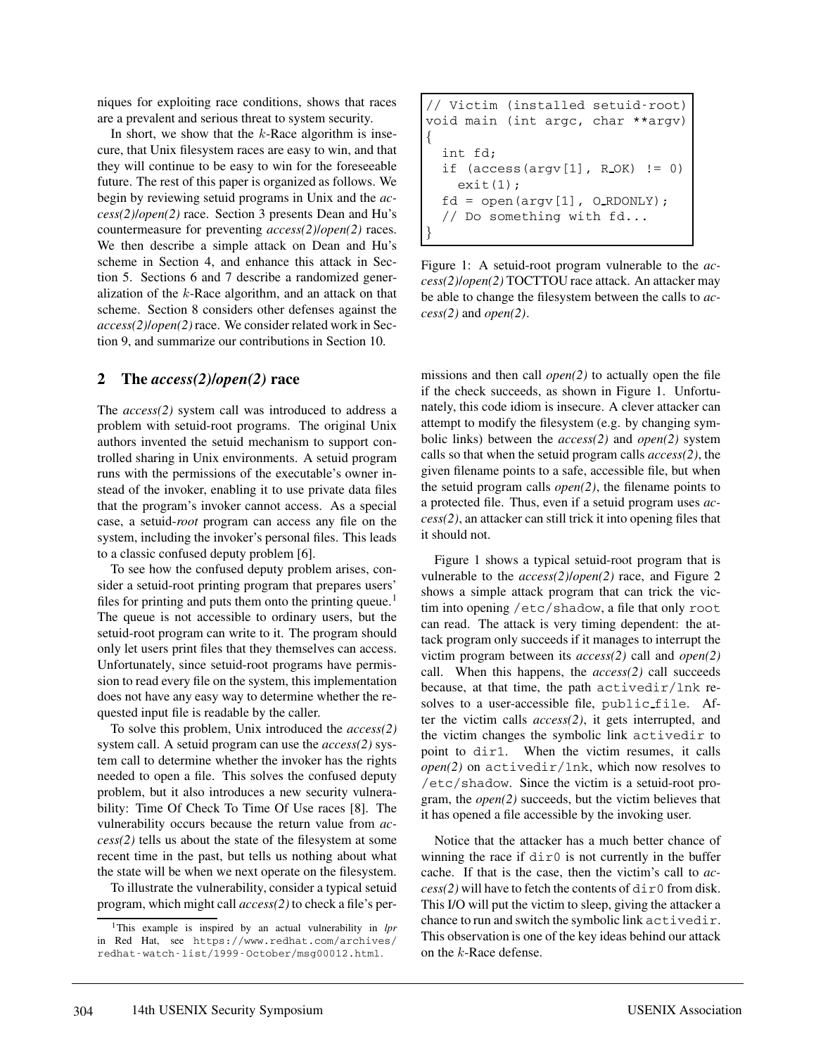niques for exploiting race conditions, shows that races are a prevalent and serious threat to system security.

In short, we show that the $k$-Race algorithm is insecure, that Unix filesystem races are easy to win, and that they will continue to be easy to win for the foreseeable future. The rest of this paper is organized as follows. We begin by reviewing setuid programs in Unix and the *access(2)*/*open(2)* race. Section 3 presents Dean and Hu's countermeasure for preventing *access(2)*/*open(2)* races. We then describe a simple attack on Dean and Hu's scheme in Section 4, and enhance this attack in Section 5. Sections 6 and 7 describe a randomized generalization of the $k$-Race algorithm, and an attack on that scheme. Section 8 considers other defenses against the *access(2)*/*open(2)* race. We consider related work in Section 9, and summarize our contributions in Section 10.

## 2 The *access(2)*/*open(2)* race

The *access(2)* system call was introduced to address a problem with setuid-root programs. The original Unix authors invented the setuid mechanism to support controlled sharing in Unix environments. A setuid program runs with the permissions of the executable's owner instead of the invoker, enabling it to use private data files that the program's invoker cannot access. As a special case, a setuid-*root* program can access any file on the system, including the invoker's personal files. This leads to a classic confused deputy problem [6].

To see how the confused deputy problem arises, consider a setuid-root printing program that prepares users' files for printing and puts them onto the printing queue.[1] The queue is not accessible to ordinary users, but the setuid-root program can write to it. The program should only let users print files that they themselves can access. Unfortunately, since setuid-root programs have permission to read every file on the system, this implementation does not have any easy way to determine whether the requested input file is readable by the caller.

To solve this problem, Unix introduced the *access(2)* system call. A setuid program can use the *access(2)* system call to determine whether the invoker has the rights needed to open a file. This solves the confused deputy problem, but it also introduces a new security vulnerability: Time Of Check To Time Of Use races [8]. The vulnerability occurs because the return value from *access(2)* tells us about the state of the filesystem at some recent time in the past, but tells us nothing about what the state will be when we next operate on the filesystem.

To illustrate the vulnerability, consider a typical setuid program, which might call *access(2)* to check a file's permissions and then call *open(2)* to actually open the file if the check succeeds, as shown in Figure 1. Unfortunately, this code idiom is insecure. A clever attacker can attempt to modify the filesystem (e.g. by changing symbolic links) between the *access(2)* and *open(2)* system calls so that when the setuid program calls *access(2)*, the given filename points to a safe, accessible file, but when the setuid program calls *open(2)*, the filename points to a protected file. Thus, even if a setuid program uses *access(2)*, an attacker can still trick it into opening files that it should not.

```
// Victim (installed setuid-root)
void main (int argc, char **argv)
{
  int fd;
  if (access(argv[1], R_OK) != 0)
    exit(1);
  fd = open(argv[1], O_RDONLY);
  // Do something with fd...
}
```

Figure 1: A setuid-root program vulnerable to the *access(2)*/*open(2)* TOCTTOU race attack. An attacker may be able to change the filesystem between the calls to *access(2)* and *open(2)*.

Figure 1 shows a typical setuid-root program that is vulnerable to the *access(2)*/*open(2)* race, and Figure 2 shows a simple attack program that can trick the victim into opening `/etc/shadow`, a file that only `root` can read. The attack is very timing dependent: the attack program only succeeds if it manages to interrupt the victim program between its *access(2)* call and *open(2)* call. When this happens, the *access(2)* call succeeds because, at that time, the path `activedir/lnk` resolves to a user-accessible file, `public_file`. After the victim calls *access(2)*, it gets interrupted, and the victim changes the symbolic link `activedir` to point to `dir1`. When the victim resumes, it calls *open(2)* on `activedir/lnk`, which now resolves to `/etc/shadow`. Since the victim is a setuid-root program, the *open(2)* succeeds, but the victim believes that it has opened a file accessible by the invoking user.

Notice that the attacker has a much better chance of winning the race if `dir0` is not currently in the buffer cache. If that is the case, then the victim's call to *access(2)* will have to fetch the contents of `dir0` from disk. This I/O will put the victim to sleep, giving the attacker a chance to run and switch the symbolic link `activedir`. This observation is one of the key ideas behind our attack on the $k$-Race defense.

[1] This example is inspired by an actual vulnerability in *lpr* in Red Hat, see `https://www.redhat.com/archives/redhat-watch-list/1999-October/msg00012.html`.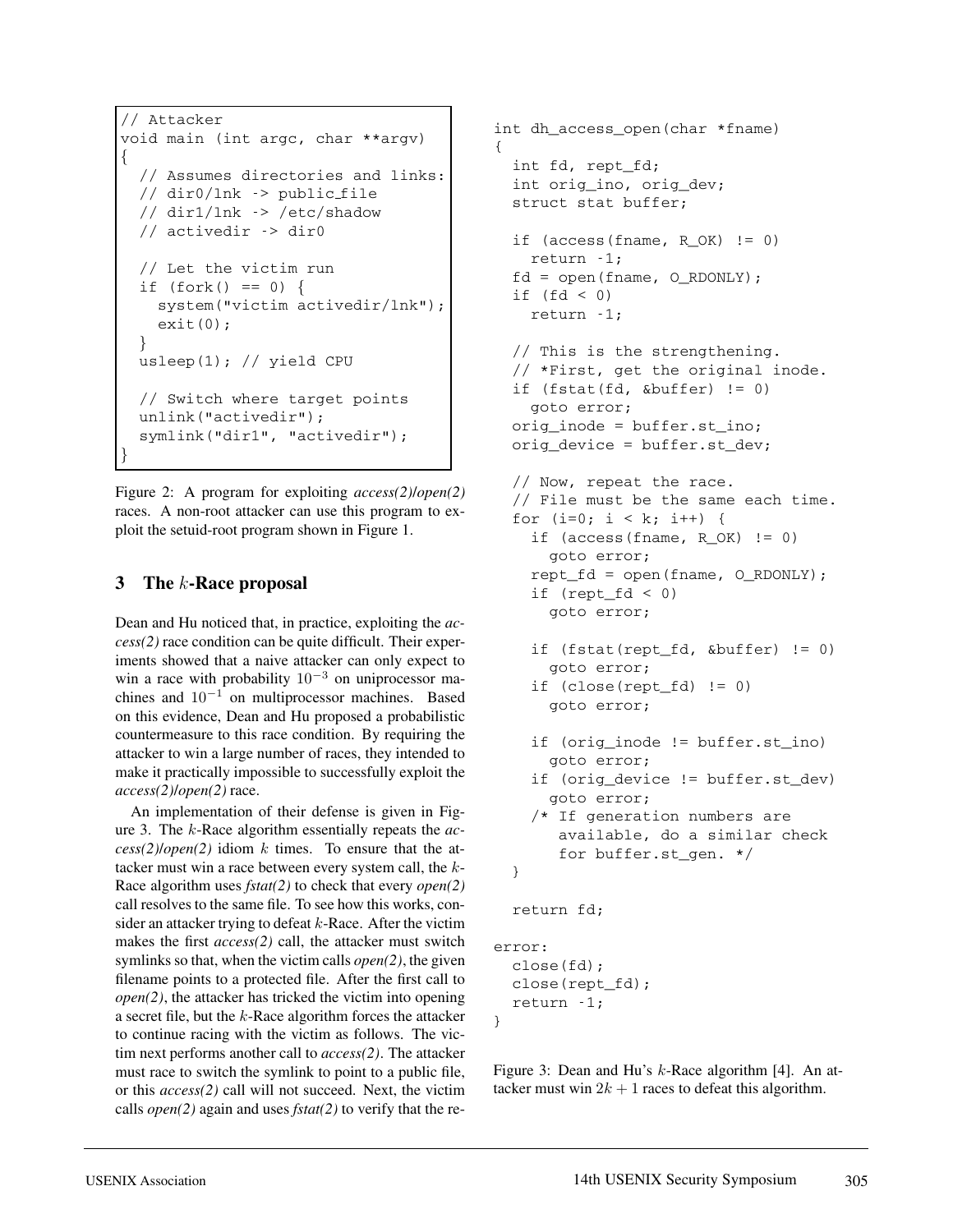```
// Attacker
void main (int argc, char **argv)
{
  // Assumes directories and links:
  // dir0/lnk -> public_file
  // dir1/lnk -> /etc/shadow
  // activedir -> dir0

  // Let the victim run
  if (fork() == 0) {
    system("victim activedir/lnk");
    exit(0);
  }
  usleep(1); // yield CPU

  // Switch where target points
  unlink("activedir");
  symlink("dir1", "activedir");
}
```

Figure 2: A program for exploiting *access(2)*/*open(2)* races. A non-root attacker can use this program to exploit the setuid-root program shown in Figure 1.

## 3 The $k$-Race proposal

Dean and Hu noticed that, in practice, exploiting the *access(2)* race condition can be quite difficult. Their experiments showed that a naive attacker can only expect to win a race with probability $10^{-3}$ on uniprocessor machines and $10^{-1}$ on multiprocessor machines. Based on this evidence, Dean and Hu proposed a probabilistic countermeasure to this race condition. By requiring the attacker to win a large number of races, they intended to make it practically impossible to successfully exploit the *access(2)*/*open(2)* race.

An implementation of their defense is given in Figure 3. The $k$-Race algorithm essentially repeats the *access(2)*/*open(2)* idiom $k$ times. To ensure that the attacker must win a race between every system call, the $k$-Race algorithm uses *fstat(2)* to check that every *open(2)* call resolves to the same file. To see how this works, consider an attacker trying to defeat $k$-Race. After the victim makes the first *access(2)* call, the attacker must switch symlinks so that, when the victim calls *open(2)*, the given filename points to a protected file. After the first call to *open(2)*, the attacker has tricked the victim into opening a secret file, but the $k$-Race algorithm forces the attacker to continue racing with the victim as follows. The victim next performs another call to *access(2)*. The attacker must race to switch the symlink to point to a public file, or this *access(2)* call will not succeed. Next, the victim calls *open(2)* again and uses *fstat(2)* to verify that the re-

```
int dh_access_open(char *fname)
{
  int fd, rept_fd;
  int orig_ino, orig_dev;
  struct stat buffer;

  if (access(fname, R_OK) != 0)
    return -1;
  fd = open(fname, O_RDONLY);
  if (fd < 0)
    return -1;

  // This is the strengthening.
  // *First, get the original inode.
  if (fstat(fd, &buffer) != 0)
    goto error;
  orig_inode = buffer.st_ino;
  orig_device = buffer.st_dev;

  // Now, repeat the race.
  // File must be the same each time.
  for (i=0; i < k; i++) {
    if (access(fname, R_OK) != 0)
      goto error;
    rept_fd = open(fname, O_RDONLY);
    if (rept_fd < 0)
      goto error;

    if (fstat(rept_fd, &buffer) != 0)
      goto error;
    if (close(rept_fd) != 0)
      goto error;

    if (orig_inode != buffer.st_ino)
      goto error;
    if (orig_device != buffer.st_dev)
      goto error;
    /* If generation numbers are
       available, do a similar check
       for buffer.st_gen. */
  }

  return fd;

error:
  close(fd);
  close(rept_fd);
  return -1;
}
```

Figure 3: Dean and Hu's $k$-Race algorithm [4]. An attacker must win $2k + 1$ races to defeat this algorithm.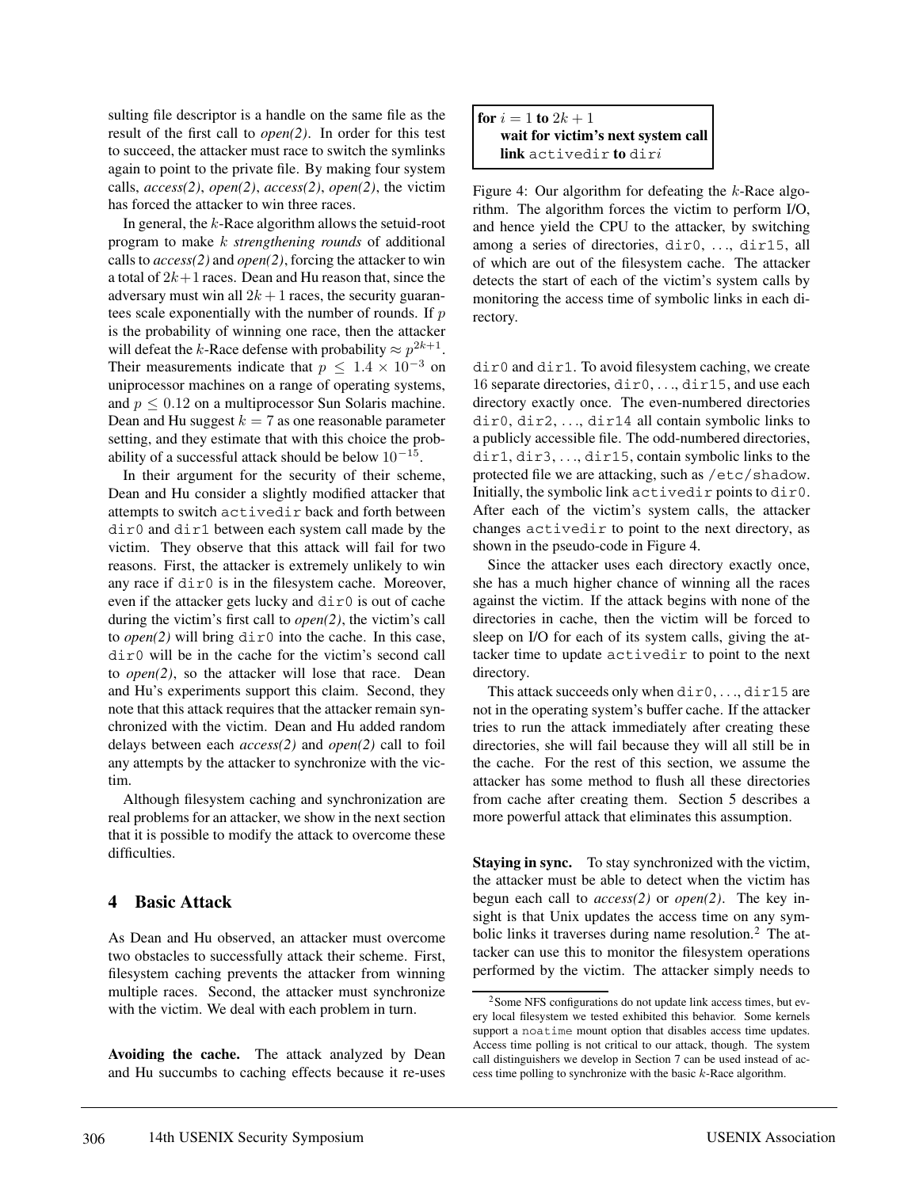sulting file descriptor is a handle on the same file as the result of the first call to *open(2)*. In order for this test to succeed, the attacker must race to switch the symlinks again to point to the private file. By making four system calls, *access(2)*, *open(2)*, *access(2)*, *open(2)*, the victim has forced the attacker to win three races.

In general, the $k$-Race algorithm allows the setuid-root program to make $k$ *strengthening rounds* of additional calls to *access(2)* and *open(2)*, forcing the attacker to win a total of $2k+1$ races. Dean and Hu reason that, since the adversary must win all $2k+1$ races, the security guarantees scale exponentially with the number of rounds. If $p$ is the probability of winning one race, then the attacker will defeat the $k$-Race defense with probability $\approx p^{2k+1}$. Their measurements indicate that $p \leq 1.4 \times 10^{-3}$ on uniprocessor machines on a range of operating systems, and $p \leq 0.12$ on a multiprocessor Sun Solaris machine. Dean and Hu suggest $k = 7$ as one reasonable parameter setting, and they estimate that with this choice the probability of a successful attack should be below $10^{-15}$.

In their argument for the security of their scheme, Dean and Hu consider a slightly modified attacker that attempts to switch `activedir` back and forth between `dir0` and `dir1` between each system call made by the victim. They observe that this attack will fail for two reasons. First, the attacker is extremely unlikely to win any race if `dir0` is in the filesystem cache. Moreover, even if the attacker gets lucky and `dir0` is out of cache during the victim's first call to *open(2)*, the victim's call to *open(2)* will bring `dir0` into the cache. In this case, `dir0` will be in the cache for the victim's second call to *open(2)*, so the attacker will lose that race. Dean and Hu's experiments support this claim. Second, they note that this attack requires that the attacker remain synchronized with the victim. Dean and Hu added random delays between each *access(2)* and *open(2)* call to foil any attempts by the attacker to synchronize with the victim.

Although filesystem caching and synchronization are real problems for an attacker, we show in the next section that it is possible to modify the attack to overcome these difficulties.

## 4 Basic Attack

As Dean and Hu observed, an attacker must overcome two obstacles to successfully attack their scheme. First, filesystem caching prevents the attacker from winning multiple races. Second, the attacker must synchronize with the victim. We deal with each problem in turn.

**Avoiding the cache.** The attack analyzed by Dean and Hu succumbs to caching effects because it re-uses `dir0` and `dir1`. To avoid filesystem caching, we create 16 separate directories, `dir0`, ..., `dir15`, and use each directory exactly once. The even-numbered directories `dir0`, `dir2`, ..., `dir14` all contain symbolic links to a publicly accessible file. The odd-numbered directories, `dir1`, `dir3`, ..., `dir15`, contain symbolic links to the protected file we are attacking, such as `/etc/shadow`. Initially, the symbolic link `activedir` points to `dir0`. After each of the victim's system calls, the attacker changes `activedir` to point to the next directory, as shown in the pseudo-code in Figure 4.

```
for i = 1 to 2k + 1
    wait for victim's next system call
    link activedir to diri
```

Figure 4: Our algorithm for defeating the $k$-Race algorithm. The algorithm forces the victim to perform I/O, and hence yield the CPU to the attacker, by switching among a series of directories, `dir0`, ..., `dir15`, all of which are out of the filesystem cache. The attacker detects the start of each of the victim's system calls by monitoring the access time of symbolic links in each directory.

Since the attacker uses each directory exactly once, she has a much higher chance of winning all the races against the victim. If the attack begins with none of the directories in cache, then the victim will be forced to sleep on I/O for each of its system calls, giving the attacker time to update `activedir` to point to the next directory.

This attack succeeds only when `dir0`, ..., `dir15` are not in the operating system's buffer cache. If the attacker tries to run the attack immediately after creating these directories, she will fail because they will all still be in the cache. For the rest of this section, we assume the attacker has some method to flush all these directories from cache after creating them. Section 5 describes a more powerful attack that eliminates this assumption.

**Staying in sync.** To stay synchronized with the victim, the attacker must be able to detect when the victim has begun each call to *access(2)* or *open(2)*. The key insight is that Unix updates the access time on any symbolic links it traverses during name resolution.[2] The attacker can use this to monitor the filesystem operations performed by the victim. The attacker simply needs to

[2] Some NFS configurations do not update link access times, but every local filesystem we tested exhibited this behavior. Some kernels support a `noatime` mount option that disables access time updates. Access time polling is not critical to our attack, though. The system call distinguishers we develop in Section 7 can be used instead of access time polling to synchronize with the basic $k$-Race algorithm.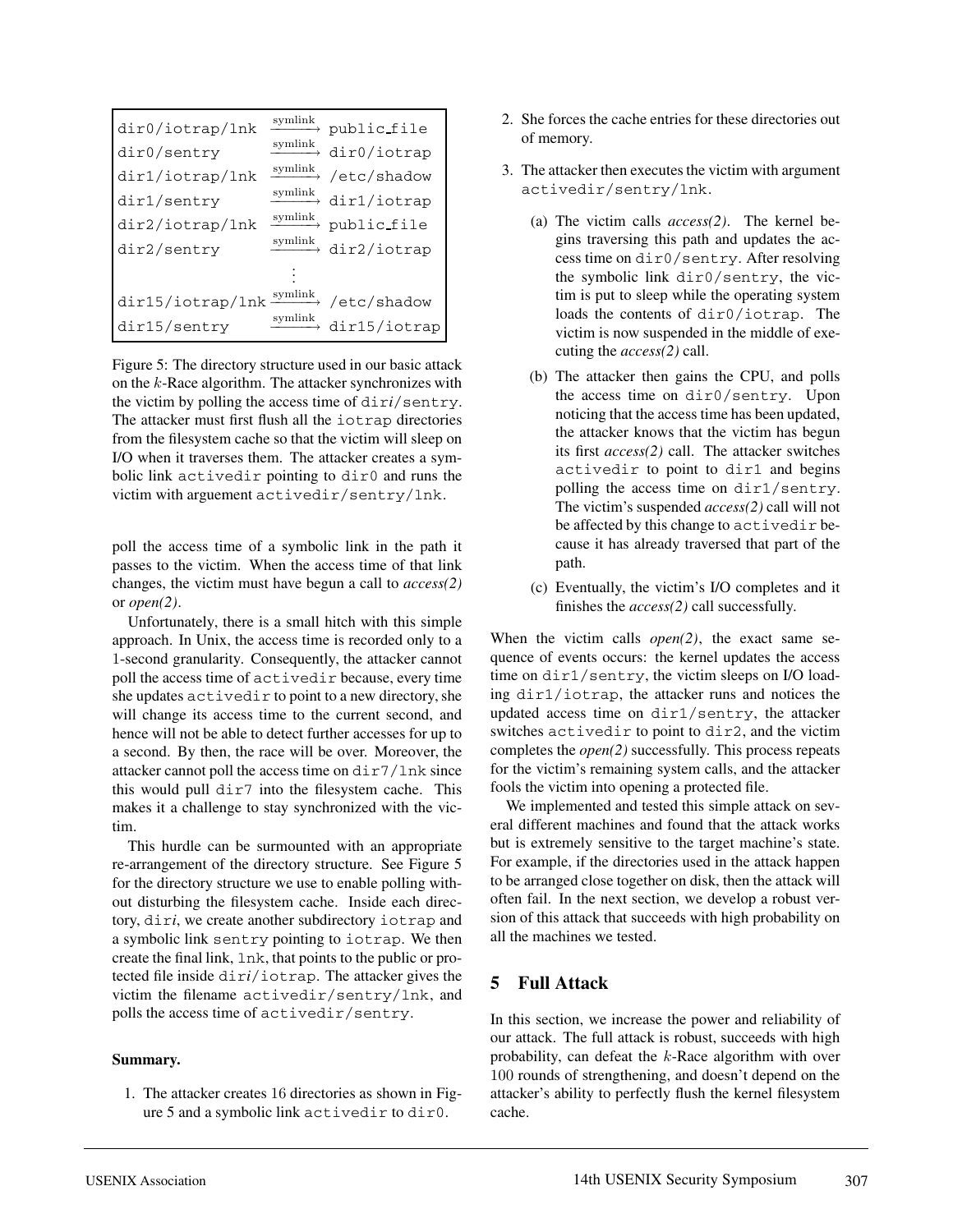```
dir0/iotrap/lnk   --symlink-->  public_file
dir0/sentry       --symlink-->  dir0/iotrap
dir1/iotrap/lnk   --symlink-->  /etc/shadow
dir1/sentry       --symlink-->  dir1/iotrap
dir2/iotrap/lnk   --symlink-->  public_file
dir2/sentry       --symlink-->  dir2/iotrap
                      ⋮
dir15/iotrap/lnk  --symlink-->  /etc/shadow
dir15/sentry      --symlink-->  dir15/iotrap
```

Figure 5: The directory structure used in our basic attack on the $k$-Race algorithm. The attacker synchronizes with the victim by polling the access time of dir*i*/sentry. The attacker must first flush all the iotrap directories from the filesystem cache so that the victim will sleep on I/O when it traverses them. The attacker creates a symbolic link activedir pointing to dir0 and runs the victim with arguement activedir/sentry/lnk.

poll the access time of a symbolic link in the path it passes to the victim. When the access time of that link changes, the victim must have begun a call to *access(2)* or *open(2)*.

Unfortunately, there is a small hitch with this simple approach. In Unix, the access time is recorded only to a 1-second granularity. Consequently, the attacker cannot poll the access time of activedir because, every time she updates activedir to point to a new directory, she will change its access time to the current second, and hence will not be able to detect further accesses for up to a second. By then, the race will be over. Moreover, the attacker cannot poll the access time on dir7/lnk since this would pull dir7 into the filesystem cache. This makes it a challenge to stay synchronized with the victim.

This hurdle can be surmounted with an appropriate re-arrangement of the directory structure. See Figure 5 for the directory structure we use to enable polling without disturbing the filesystem cache. Inside each directory, dir*i*, we create another subdirectory iotrap and a symbolic link sentry pointing to iotrap. We then create the final link, lnk, that points to the public or protected file inside dir*i*/iotrap. The attacker gives the victim the filename activedir/sentry/lnk, and polls the access time of activedir/sentry.

**Summary.**

1. The attacker creates 16 directories as shown in Figure 5 and a symbolic link activedir to dir0.
2. She forces the cache entries for these directories out of memory.
3. The attacker then executes the victim with argument activedir/sentry/lnk.
   (a) The victim calls *access(2)*. The kernel begins traversing this path and updates the access time on dir0/sentry. After resolving the symbolic link dir0/sentry, the victim is put to sleep while the operating system loads the contents of dir0/iotrap. The victim is now suspended in the middle of executing the *access(2)* call.
   (b) The attacker then gains the CPU, and polls the access time on dir0/sentry. Upon noticing that the access time has been updated, the attacker knows that the victim has begun its first *access(2)* call. The attacker switches activedir to point to dir1 and begins polling the access time on dir1/sentry. The victim's suspended *access(2)* call will not be affected by this change to activedir because it has already traversed that part of the path.
   (c) Eventually, the victim's I/O completes and it finishes the *access(2)* call successfully.

When the victim calls *open(2)*, the exact same sequence of events occurs: the kernel updates the access time on dir1/sentry, the victim sleeps on I/O loading dir1/iotrap, the attacker runs and notices the updated access time on dir1/sentry, the attacker switches activedir to point to dir2, and the victim completes the *open(2)* successfully. This process repeats for the victim's remaining system calls, and the attacker fools the victim into opening a protected file.

We implemented and tested this simple attack on several different machines and found that the attack works but is extremely sensitive to the target machine's state. For example, if the directories used in the attack happen to be arranged close together on disk, then the attack will often fail. In the next section, we develop a robust version of this attack that succeeds with high probability on all the machines we tested.

## 5 Full Attack

In this section, we increase the power and reliability of our attack. The full attack is robust, succeeds with high probability, can defeat the $k$-Race algorithm with over 100 rounds of strengthening, and doesn't depend on the attacker's ability to perfectly flush the kernel filesystem cache.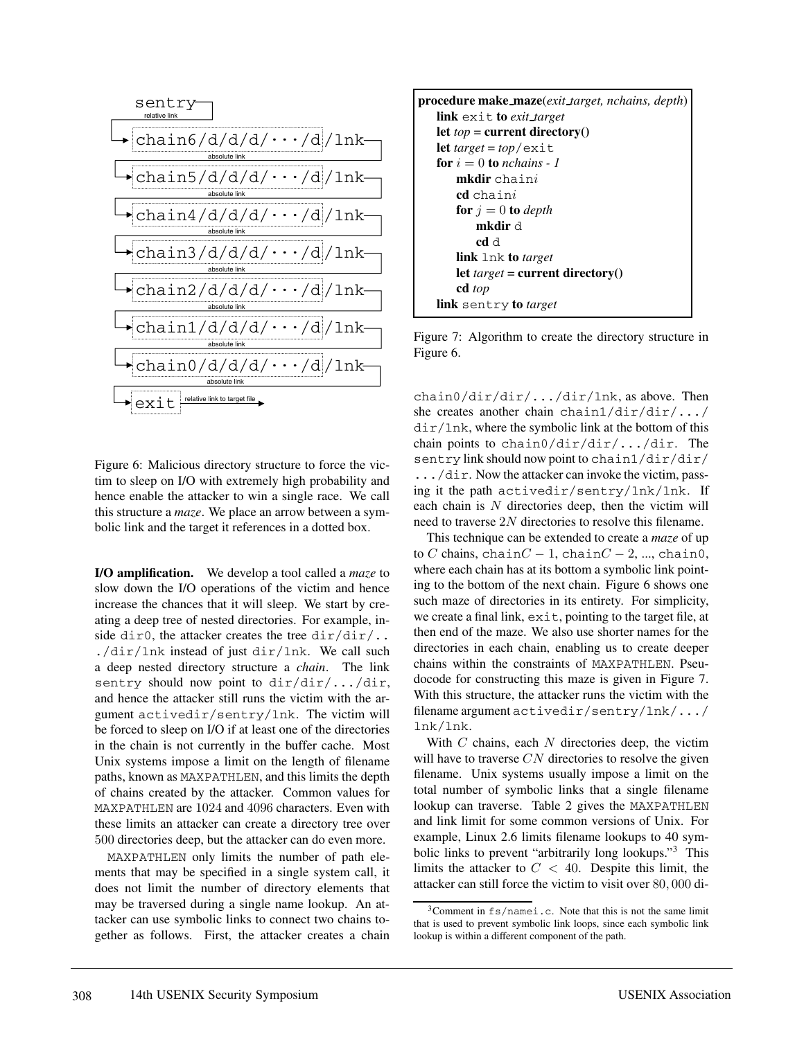```
sentry
  | relative link
  v
chain6/d/d/d/···/d/lnk
  | absolute link
  v
chain5/d/d/d/···/d/lnk
  | absolute link
  v
chain4/d/d/d/···/d/lnk
  | absolute link
  v
chain3/d/d/d/···/d/lnk
  | absolute link
  v
chain2/d/d/d/···/d/lnk
  | absolute link
  v
chain1/d/d/d/···/d/lnk
  | absolute link
  v
chain0/d/d/d/···/d/lnk
  | absolute link
  v
exit  --relative link to target file-->
```

Figure 6: Malicious directory structure to force the victim to sleep on I/O with extremely high probability and hence enable the attacker to win a single race. We call this structure a *maze*. We place an arrow between a symbolic link and the target it references in a dotted box.

**I/O amplification.** We develop a tool called a *maze* to slow down the I/O operations of the victim and hence increase the chances that it will sleep. We start by creating a deep tree of nested directories. For example, inside `dir0`, the attacker creates the tree `dir/dir/.../dir/lnk` instead of just `dir/lnk`. We call such a deep nested directory structure a *chain*. The link `sentry` should now point to `dir/dir/.../dir`, and hence the attacker still runs the victim with the argument `activedir/sentry/lnk`. The victim will be forced to sleep on I/O if at least one of the directories in the chain is not currently in the buffer cache. Most Unix systems impose a limit on the length of filename paths, known as `MAXPATHLEN`, and this limits the depth of chains created by the attacker. Common values for `MAXPATHLEN` are 1024 and 4096 characters. Even with these limits an attacker can create a directory tree over 500 directories deep, but the attacker can do even more.

`MAXPATHLEN` only limits the number of path elements that may be specified in a single system call, it does not limit the number of directory elements that may be traversed during a single name lookup. An attacker can use symbolic links to connect two chains together as follows. First, the attacker creates a chain

```
procedure make_maze(exit_target, nchains, depth)
    link exit to exit_target
    let top = current directory()
    let target = top/exit
    for i = 0 to nchains - 1
        mkdir chaini
        cd chaini
        for j = 0 to depth
            mkdir d
            cd d
        link lnk to target
        let target = current directory()
        cd top
    link sentry to target
```

Figure 7: Algorithm to create the directory structure in Figure 6.

`chain0/dir/dir/.../dir/lnk`, as above. Then she creates another chain `chain1/dir/dir/.../dir/lnk`, where the symbolic link at the bottom of this chain points to `chain0/dir/dir/.../dir`. The `sentry` link should now point to `chain1/dir/dir/.../dir`. Now the attacker can invoke the victim, passing it the path `activedir/sentry/lnk/lnk`. If each chain is $N$ directories deep, then the victim will need to traverse $2N$ directories to resolve this filename.

This technique can be extended to create a *maze* of up to $C$ chains, chain$C-1$, chain$C-2$, ..., `chain0`, where each chain has at its bottom a symbolic link pointing to the bottom of the next chain. Figure 6 shows one such maze of directories in its entirety. For simplicity, we create a final link, `exit`, pointing to the target file, at then end of the maze. We also use shorter names for the directories in each chain, enabling us to create deeper chains within the constraints of `MAXPATHLEN`. Pseudocode for constructing this maze is given in Figure 7. With this structure, the attacker runs the victim with the filename argument `activedir/sentry/lnk/.../lnk/lnk`.

With $C$ chains, each $N$ directories deep, the victim will have to traverse $CN$ directories to resolve the given filename. Unix systems usually impose a limit on the total number of symbolic links that a single filename lookup can traverse. Table 2 gives the `MAXPATHLEN` and link limit for some common versions of Unix. For example, Linux 2.6 limits filename lookups to 40 symbolic links to prevent "arbitrarily long lookups."[3] This limits the attacker to $C < 40$. Despite this limit, the attacker can still force the victim to visit over 80,000 di-

[3] Comment in `fs/namei.c`. Note that this is not the same limit that is used to prevent symbolic link loops, since each symbolic link lookup is within a different component of the path.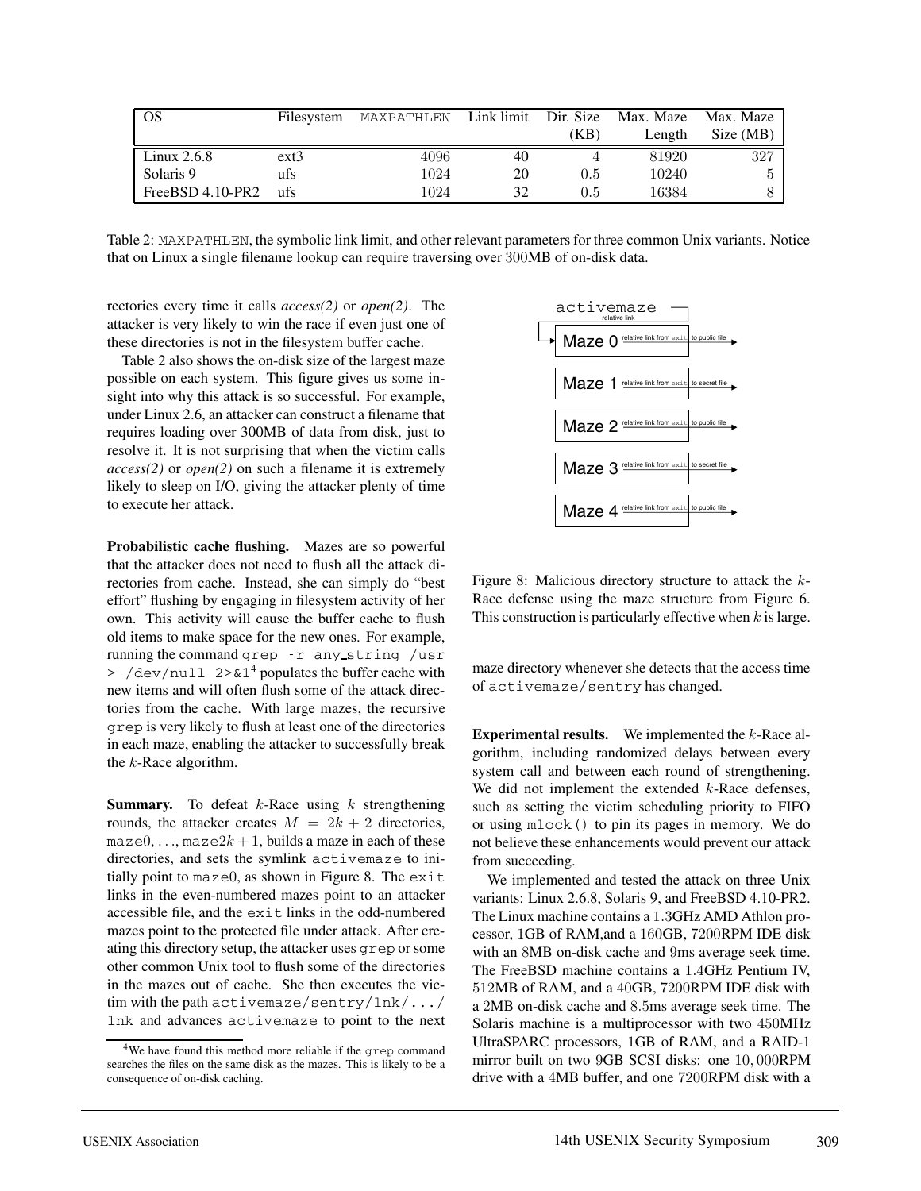| OS | Filesystem | MAXPATHLEN | Link limit | Dir. Size (KB) | Max. Maze Length | Max. Maze Size (MB) |
|---|---|---|---|---|---|---|
| Linux 2.6.8 | ext3 | 4096 | 40 | 4 | 81920 | 327 |
| Solaris 9 | ufs | 1024 | 20 | 0.5 | 10240 | 5 |
| FreeBSD 4.10-PR2 | ufs | 1024 | 32 | 0.5 | 16384 | 8 |

Table 2: MAXPATHLEN, the symbolic link limit, and other relevant parameters for three common Unix variants. Notice that on Linux a single filename lookup can require traversing over 300MB of on-disk data.

rectories every time it calls *access(2)* or *open(2)*. The attacker is very likely to win the race if even just one of these directories is not in the filesystem buffer cache.

Table 2 also shows the on-disk size of the largest maze possible on each system. This figure gives us some insight into why this attack is so successful. For example, under Linux 2.6, an attacker can construct a filename that requires loading over 300MB of data from disk, just to resolve it. It is not surprising that when the victim calls *access(2)* or *open(2)* on such a filename it is extremely likely to sleep on I/O, giving the attacker plenty of time to execute her attack.

**Probabilistic cache flushing.** Mazes are so powerful that the attacker does not need to flush all the attack directories from cache. Instead, she can simply do "best effort" flushing by engaging in filesystem activity of her own. This activity will cause the buffer cache to flush old items to make space for the new ones. For example, running the command `grep -r any_string /usr > /dev/null 2>&1`[4] populates the buffer cache with new items and will often flush some of the attack directories from the cache. With large mazes, the recursive `grep` is very likely to flush at least one of the directories in each maze, enabling the attacker to successfully break the $k$-Race algorithm.

**Summary.** To defeat $k$-Race using $k$ strengthening rounds, the attacker creates $M = 2k + 2$ directories, `maze`$0, \ldots,$ `maze`$2k+1$, builds a maze in each of these directories, and sets the symlink `activemaze` to initially point to `maze`$0$, as shown in Figure 8. The `exit` links in the even-numbered mazes point to an attacker accessible file, and the `exit` links in the odd-numbered mazes point to the protected file under attack. After creating this directory setup, the attacker uses `grep` or some other common Unix tool to flush some of the directories in the mazes out of cache. She then executes the victim with the path `activemaze/sentry/lnk/.../lnk` and advances `activemaze` to point to the next maze directory whenever she detects that the access time of `activemaze/sentry` has changed.

[4] We have found this method more reliable if the `grep` command searches the files on the same disk as the mazes. This is likely to be a consequence of on-disk caching.

Figure 8: Malicious directory structure to attack the $k$-Race defense using the maze structure from Figure 6. This construction is particularly effective when $k$ is large.

**Experimental results.** We implemented the $k$-Race algorithm, including randomized delays between every system call and between each round of strengthening. We did not implement the extended $k$-Race defenses, such as setting the victim scheduling priority to FIFO or using `mlock()` to pin its pages in memory. We do not believe these enhancements would prevent our attack from succeeding.

We implemented and tested the attack on three Unix variants: Linux 2.6.8, Solaris 9, and FreeBSD 4.10-PR2. The Linux machine contains a 1.3GHz AMD Athlon processor, 1GB of RAM,and a 160GB, 7200RPM IDE disk with an 8MB on-disk cache and 9ms average seek time. The FreeBSD machine contains a 1.4GHz Pentium IV, 512MB of RAM, and a 40GB, 7200RPM IDE disk with a 2MB on-disk cache and 8.5ms average seek time. The Solaris machine is a multiprocessor with two 450MHz UltraSPARC processors, 1GB of RAM, and a RAID-1 mirror built on two 9GB SCSI disks: one 10,000RPM drive with a 4MB buffer, and one 7200RPM disk with a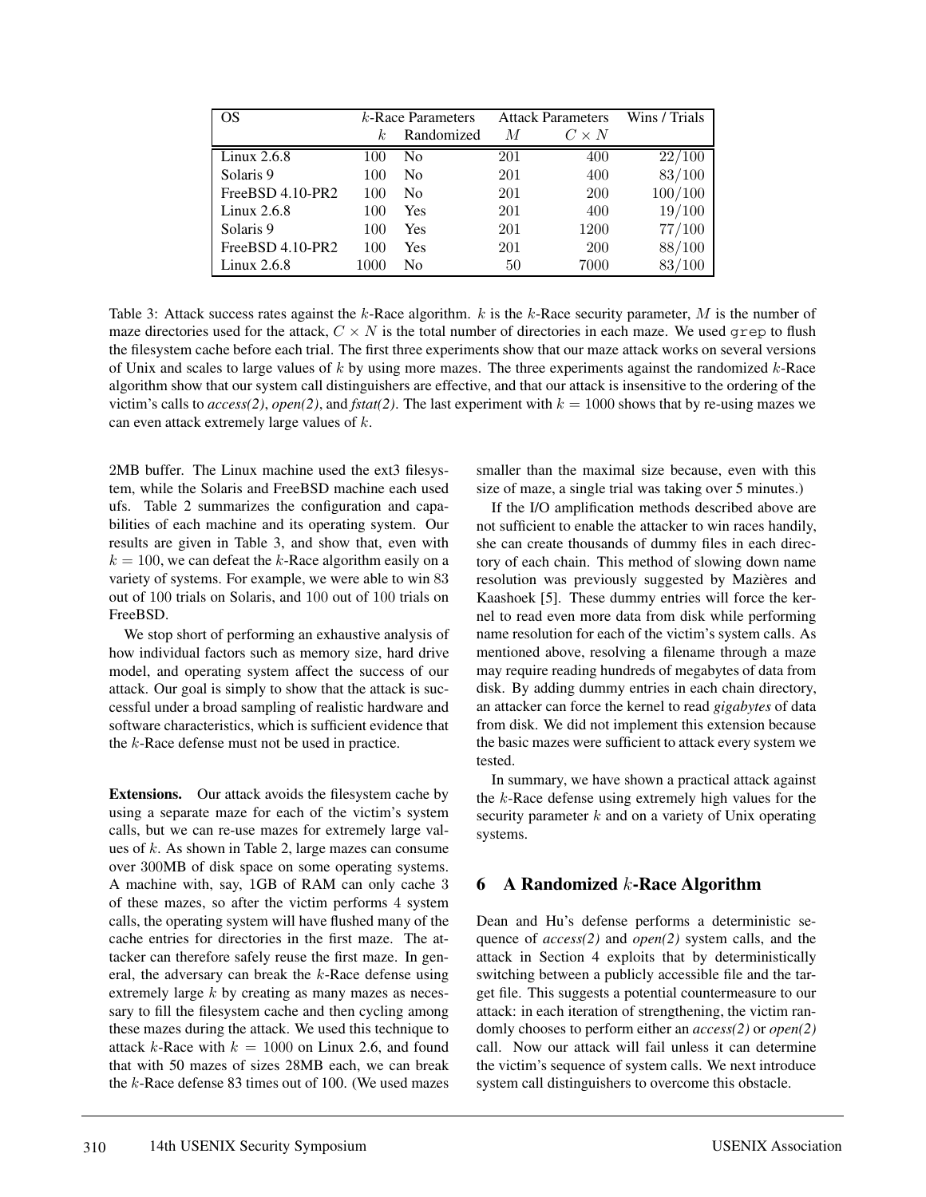| OS | $k$-Race Parameters | | Attack Parameters | | Wins / Trials |
|---|---|---|---|---|---|
| | $k$ | Randomized | $M$ | $C \times N$ | |
| Linux 2.6.8 | 100 | No | 201 | 400 | $22/100$ |
| Solaris 9 | 100 | No | 201 | 400 | $83/100$ |
| FreeBSD 4.10-PR2 | 100 | No | 201 | 200 | $100/100$ |
| Linux 2.6.8 | 100 | Yes | 201 | 400 | $19/100$ |
| Solaris 9 | 100 | Yes | 201 | 1200 | $77/100$ |
| FreeBSD 4.10-PR2 | 100 | Yes | 201 | 200 | $88/100$ |
| Linux 2.6.8 | 1000 | No | 50 | 7000 | $83/100$ |

Table 3: Attack success rates against the $k$-Race algorithm. $k$ is the $k$-Race security parameter, $M$ is the number of maze directories used for the attack, $C \times N$ is the total number of directories in each maze. We used grep to flush the filesystem cache before each trial. The first three experiments show that our maze attack works on several versions of Unix and scales to large values of $k$ by using more mazes. The three experiments against the randomized $k$-Race algorithm show that our system call distinguishers are effective, and that our attack is insensitive to the ordering of the victim's calls to *access(2)*, *open(2)*, and *fstat(2)*. The last experiment with $k = 1000$ shows that by re-using mazes we can even attack extremely large values of $k$.

2MB buffer. The Linux machine used the ext3 filesystem, while the Solaris and FreeBSD machine each used ufs. Table 2 summarizes the configuration and capabilities of each machine and its operating system. Our results are given in Table 3, and show that, even with $k = 100$, we can defeat the $k$-Race algorithm easily on a variety of systems. For example, we were able to win 83 out of 100 trials on Solaris, and 100 out of 100 trials on FreeBSD.

We stop short of performing an exhaustive analysis of how individual factors such as memory size, hard drive model, and operating system affect the success of our attack. Our goal is simply to show that the attack is successful under a broad sampling of realistic hardware and software characteristics, which is sufficient evidence that the $k$-Race defense must not be used in practice.

**Extensions.** Our attack avoids the filesystem cache by using a separate maze for each of the victim's system calls, but we can re-use mazes for extremely large values of $k$. As shown in Table 2, large mazes can consume over 300MB of disk space on some operating systems. A machine with, say, 1GB of RAM can only cache 3 of these mazes, so after the victim performs 4 system calls, the operating system will have flushed many of the cache entries for directories in the first maze. The attacker can therefore safely reuse the first maze. In general, the adversary can break the $k$-Race defense using extremely large $k$ by creating as many mazes as necessary to fill the filesystem cache and then cycling among these mazes during the attack. We used this technique to attack $k$-Race with $k = 1000$ on Linux 2.6, and found that with 50 mazes of sizes 28MB each, we can break the $k$-Race defense 83 times out of 100. (We used mazes smaller than the maximal size because, even with this size of maze, a single trial was taking over 5 minutes.)

If the I/O amplification methods described above are not sufficient to enable the attacker to win races handily, she can create thousands of dummy files in each directory of each chain. This method of slowing down name resolution was previously suggested by Mazières and Kaashoek [5]. These dummy entries will force the kernel to read even more data from disk while performing name resolution for each of the victim's system calls. As mentioned above, resolving a filename through a maze may require reading hundreds of megabytes of data from disk. By adding dummy entries in each chain directory, an attacker can force the kernel to read *gigabytes* of data from disk. We did not implement this extension because the basic mazes were sufficient to attack every system we tested.

In summary, we have shown a practical attack against the $k$-Race defense using extremely high values for the security parameter $k$ and on a variety of Unix operating systems.

## 6 A Randomized $k$-Race Algorithm

Dean and Hu's defense performs a deterministic sequence of *access(2)* and *open(2)* system calls, and the attack in Section 4 exploits that by deterministically switching between a publicly accessible file and the target file. This suggests a potential countermeasure to our attack: in each iteration of strengthening, the victim randomly chooses to perform either an *access(2)* or *open(2)* call. Now our attack will fail unless it can determine the victim's sequence of system calls. We next introduce system call distinguishers to overcome this obstacle.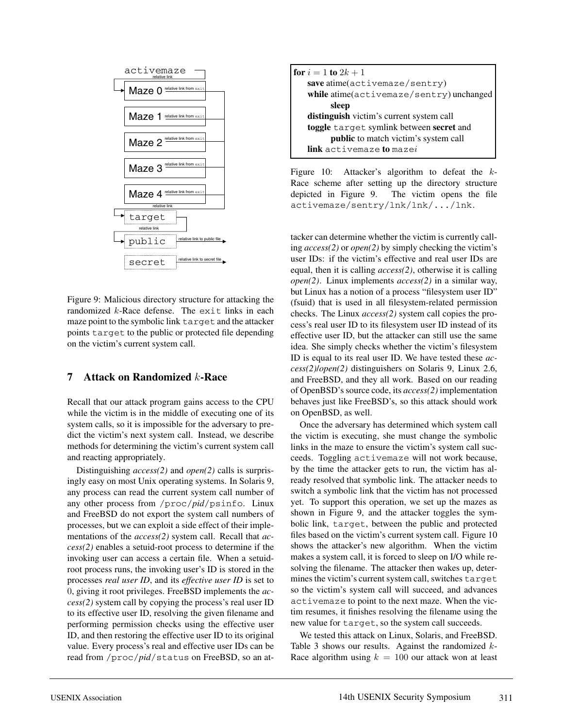activemaze

relative link

Maze 0 relative link from exit

Maze 1 relative link from exit

Maze 2 relative link from exit

Maze 3 relative link from exit

Maze 4 relative link from exit

relative link

target

relative link

public relative link to public file

secret relative link to secret file

Figure 9: Malicious directory structure for attacking the randomized $k$-Race defense. The `exit` links in each maze point to the symbolic link `target` and the attacker points `target` to the public or protected file depending on the victim's current system call.

## 7 Attack on Randomized $k$-Race

Recall that our attack program gains access to the CPU while the victim is in the middle of executing one of its system calls, so it is impossible for the adversary to predict the victim's next system call. Instead, we describe methods for determining the victim's current system call and reacting appropriately.

Distinguishing *access(2)* and *open(2)* calls is surprisingly easy on most Unix operating systems. In Solaris 9, any process can read the current system call number of any other process from /proc/*pid*/psinfo. Linux and FreeBSD do not export the system call numbers of processes, but we can exploit a side effect of their implementations of the *access(2)* system call. Recall that *access(2)* enables a setuid-root process to determine if the invoking user can access a certain file. When a setuid-root process runs, the invoking user's ID is stored in the processes *real user ID*, and its *effective user ID* is set to 0, giving it root privileges. FreeBSD implements the *access(2)* system call by copying the process's real user ID to its effective user ID, resolving the given filename and performing permission checks using the effective user ID, and then restoring the effective user ID to its original value. Every process's real and effective user IDs can be read from /proc/*pid*/status on FreeBSD, so an attacker can determine whether the victim is currently calling *access(2)* or *open(2)* by simply checking the victim's user IDs: if the victim's effective and real user IDs are equal, then it is calling *access(2)*, otherwise it is calling *open(2)*. Linux implements *access(2)* in a similar way, but Linux has a notion of a process "filesystem user ID" (fsuid) that is used in all filesystem-related permission checks. The Linux *access(2)* system call copies the process's real user ID to its filesystem user ID instead of its effective user ID, but the attacker can still use the same idea. She simply checks whether the victim's filesystem ID is equal to its real user ID. We have tested these *access(2)*/*open(2)* distinguishers on Solaris 9, Linux 2.6, and FreeBSD, and they all work. Based on our reading of OpenBSD's source code, its *access(2)* implementation behaves just like FreeBSD's, so this attack should work on OpenBSD, as well.

> **for** $i = 1$ **to** $2k + 1$
> &nbsp;&nbsp;&nbsp;&nbsp;**save** atime(`activemaze/sentry`)
> &nbsp;&nbsp;&nbsp;&nbsp;**while** atime(`activemaze/sentry`) unchanged
> &nbsp;&nbsp;&nbsp;&nbsp;&nbsp;&nbsp;&nbsp;&nbsp;**sleep**
> &nbsp;&nbsp;&nbsp;&nbsp;**distinguish** victim's current system call
> &nbsp;&nbsp;&nbsp;&nbsp;**toggle** `target` symlink between **secret** and
> &nbsp;&nbsp;&nbsp;&nbsp;&nbsp;&nbsp;&nbsp;&nbsp;**public** to match victim's system call
> &nbsp;&nbsp;&nbsp;&nbsp;**link** `activemaze` **to** maze$i$

Figure 10: Attacker's algorithm to defeat the $k$-Race scheme after setting up the directory structure depicted in Figure 9. The victim opens the file `activemaze/sentry/lnk/lnk/.../lnk`.

Once the adversary has determined which system call the victim is executing, she must change the symbolic links in the maze to ensure the victim's system call succeeds. Toggling `activemaze` will not work because, by the time the attacker gets to run, the victim has already resolved that symbolic link. The attacker needs to switch a symbolic link that the victim has not processed yet. To support this operation, we set up the mazes as shown in Figure 9, and the attacker toggles the symbolic link, `target`, between the public and protected files based on the victim's current system call. Figure 10 shows the attacker's new algorithm. When the victim makes a system call, it is forced to sleep on I/O while resolving the filename. The attacker then wakes up, determines the victim's current system call, switches `target` so the victim's system call will succeed, and advances `activemaze` to point to the next maze. When the victim resumes, it finishes resolving the filename using the new value for `target`, so the system call succeeds.

We tested this attack on Linux, Solaris, and FreeBSD. Table 3 shows our results. Against the randomized $k$-Race algorithm using $k = 100$ our attack won at least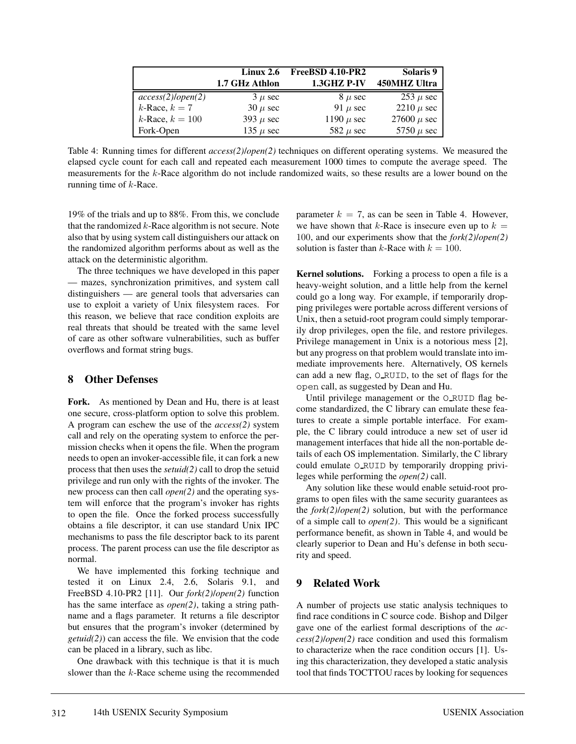| | Linux 2.6 1.7 GHz Athlon | FreeBSD 4.10-PR2 1.3GHZ P-IV | Solaris 9 450MHZ Ultra |
|---|---|---|---|
| *access(2)/open(2)* | 3 $\mu$ sec | 8 $\mu$ sec | 253 $\mu$ sec |
| $k$-Race, $k = 7$ | 30 $\mu$ sec | 91 $\mu$ sec | 2210 $\mu$ sec |
| $k$-Race, $k = 100$ | 393 $\mu$ sec | 1190 $\mu$ sec | 27600 $\mu$ sec |
| Fork-Open | 135 $\mu$ sec | 582 $\mu$ sec | 5750 $\mu$ sec |

Table 4: Running times for different *access(2)/open(2)* techniques on different operating systems. We measured the elapsed cycle count for each call and repeated each measurement 1000 times to compute the average speed. The measurements for the $k$-Race algorithm do not include randomized waits, so these results are a lower bound on the running time of $k$-Race.

19% of the trials and up to 88%. From this, we conclude that the randomized $k$-Race algorithm is not secure. Note also that by using system call distinguishers our attack on the randomized algorithm performs about as well as the attack on the deterministic algorithm.

The three techniques we have developed in this paper — mazes, synchronization primitives, and system call distinguishers — are general tools that adversaries can use to exploit a variety of Unix filesystem races. For this reason, we believe that race condition exploits are real threats that should be treated with the same level of care as other software vulnerabilities, such as buffer overflows and format string bugs.

## 8 Other Defenses

**Fork.** As mentioned by Dean and Hu, there is at least one secure, cross-platform option to solve this problem. A program can eschew the use of the *access(2)* system call and rely on the operating system to enforce the permission checks when it opens the file. When the program needs to open an invoker-accessible file, it can fork a new process that then uses the *setuid(2)* call to drop the setuid privilege and run only with the rights of the invoker. The new process can then call *open(2)* and the operating system will enforce that the program's invoker has rights to open the file. Once the forked process successfully obtains a file descriptor, it can use standard Unix IPC mechanisms to pass the file descriptor back to its parent process. The parent process can use the file descriptor as normal.

We have implemented this forking technique and tested it on Linux 2.4, 2.6, Solaris 9.1, and FreeBSD 4.10-PR2 [11]. Our *fork(2)/open(2)* function has the same interface as *open(2)*, taking a string pathname and a flags parameter. It returns a file descriptor but ensures that the program's invoker (determined by *getuid(2)*) can access the file. We envision that the code can be placed in a library, such as libc.

One drawback with this technique is that it is much slower than the $k$-Race scheme using the recommended parameter $k = 7$, as can be seen in Table 4. However, we have shown that $k$-Race is insecure even up to $k = 100$, and our experiments show that the *fork(2)/open(2)* solution is faster than $k$-Race with $k = 100$.

**Kernel solutions.** Forking a process to open a file is a heavy-weight solution, and a little help from the kernel could go a long way. For example, if temporarily dropping privileges were portable across different versions of Unix, then a setuid-root program could simply temporarily drop privileges, open the file, and restore privileges. Privilege management in Unix is a notorious mess [2], but any progress on that problem would translate into immediate improvements here. Alternatively, OS kernels can add a new flag, `O_RUID`, to the set of flags for the `open` call, as suggested by Dean and Hu.

Until privilege management or the `O_RUID` flag become standardized, the C library can emulate these features to create a simple portable interface. For example, the C library could introduce a new set of user id management interfaces that hide all the non-portable details of each OS implementation. Similarly, the C library could emulate `O_RUID` by temporarily dropping privileges while performing the *open(2)* call.

Any solution like these would enable setuid-root programs to open files with the same security guarantees as the *fork(2)/open(2)* solution, but with the performance of a simple call to *open(2)*. This would be a significant performance benefit, as shown in Table 4, and would be clearly superior to Dean and Hu's defense in both security and speed.

## 9 Related Work

A number of projects use static analysis techniques to find race conditions in C source code. Bishop and Dilger gave one of the earliest formal descriptions of the *access(2)/open(2)* race condition and used this formalism to characterize when the race condition occurs [1]. Using this characterization, they developed a static analysis tool that finds TOCTTOU races by looking for sequences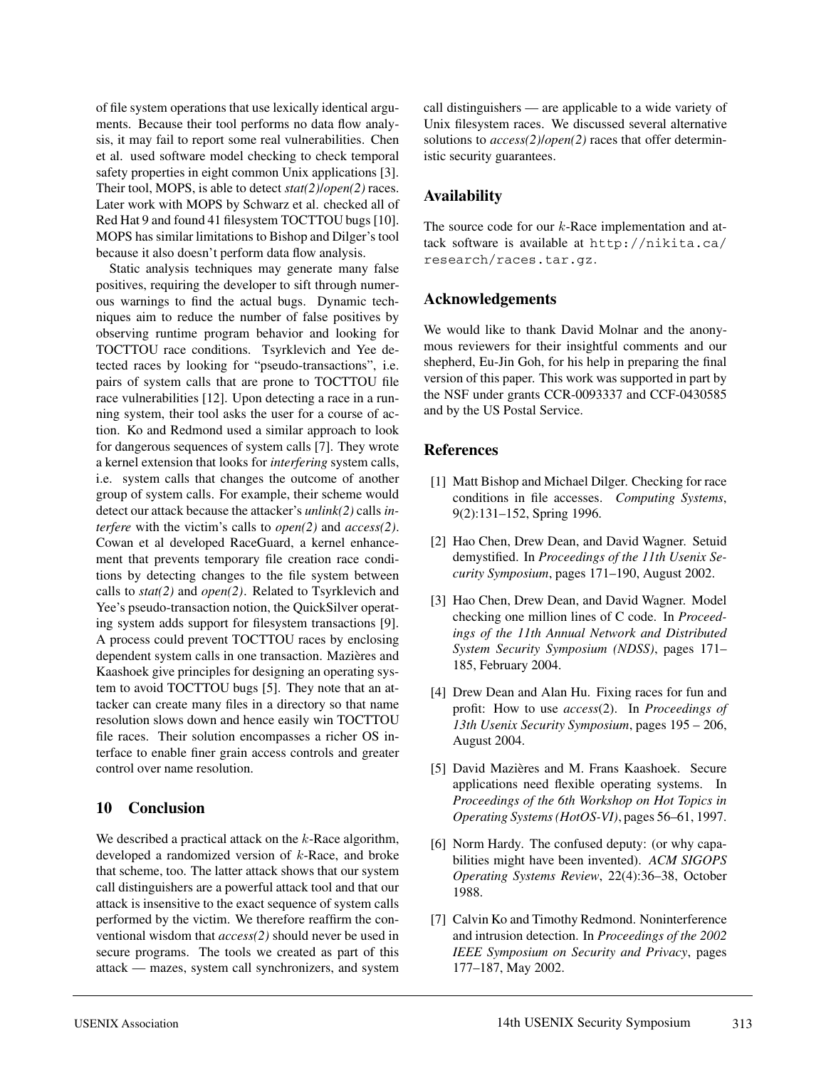of file system operations that use lexically identical arguments. Because their tool performs no data flow analysis, it may fail to report some real vulnerabilities. Chen et al. used software model checking to check temporal safety properties in eight common Unix applications [3]. Their tool, MOPS, is able to detect *stat(2)*/*open(2)* races. Later work with MOPS by Schwarz et al. checked all of Red Hat 9 and found 41 filesystem TOCTTOU bugs [10]. MOPS has similar limitations to Bishop and Dilger's tool because it also doesn't perform data flow analysis.

Static analysis techniques may generate many false positives, requiring the developer to sift through numerous warnings to find the actual bugs. Dynamic techniques aim to reduce the number of false positives by observing runtime program behavior and looking for TOCTTOU race conditions. Tsyrklevich and Yee detected races by looking for "pseudo-transactions", i.e. pairs of system calls that are prone to TOCTTOU file race vulnerabilities [12]. Upon detecting a race in a running system, their tool asks the user for a course of action. Ko and Redmond used a similar approach to look for dangerous sequences of system calls [7]. They wrote a kernel extension that looks for *interfering* system calls, i.e. system calls that changes the outcome of another group of system calls. For example, their scheme would detect our attack because the attacker's *unlink(2)* calls *interfere* with the victim's calls to *open(2)* and *access(2)*. Cowan et al developed RaceGuard, a kernel enhancement that prevents temporary file creation race conditions by detecting changes to the file system between calls to *stat(2)* and *open(2)*. Related to Tsyrklevich and Yee's pseudo-transaction notion, the QuickSilver operating system adds support for filesystem transactions [9]. A process could prevent TOCTTOU races by enclosing dependent system calls in one transaction. Mazières and Kaashoek give principles for designing an operating system to avoid TOCTTOU bugs [5]. They note that an attacker can create many files in a directory so that name resolution slows down and hence easily win TOCTTOU file races. Their solution encompasses a richer OS interface to enable finer grain access controls and greater control over name resolution.

## 10 Conclusion

We described a practical attack on the $k$-Race algorithm, developed a randomized version of $k$-Race, and broke that scheme, too. The latter attack shows that our system call distinguishers are a powerful attack tool and that our attack is insensitive to the exact sequence of system calls performed by the victim. We therefore reaffirm the conventional wisdom that *access(2)* should never be used in secure programs. The tools we created as part of this attack — mazes, system call synchronizers, and system call distinguishers — are applicable to a wide variety of Unix filesystem races. We discussed several alternative solutions to *access(2)*/*open(2)* races that offer deterministic security guarantees.

## Availability

The source code for our $k$-Race implementation and attack software is available at `http://nikita.ca/research/races.tar.gz`.

## Acknowledgements

We would like to thank David Molnar and the anonymous reviewers for their insightful comments and our shepherd, Eu-Jin Goh, for his help in preparing the final version of this paper. This work was supported in part by the NSF under grants CCR-0093337 and CCF-0430585 and by the US Postal Service.

## References

[1] Matt Bishop and Michael Dilger. Checking for race conditions in file accesses. *Computing Systems*, 9(2):131–152, Spring 1996.

[2] Hao Chen, Drew Dean, and David Wagner. Setuid demystified. In *Proceedings of the 11th Usenix Security Symposium*, pages 171–190, August 2002.

[3] Hao Chen, Drew Dean, and David Wagner. Model checking one million lines of C code. In *Proceedings of the 11th Annual Network and Distributed System Security Symposium (NDSS)*, pages 171–185, February 2004.

[4] Drew Dean and Alan Hu. Fixing races for fun and profit: How to use *access*(2). In *Proceedings of 13th Usenix Security Symposium*, pages 195 – 206, August 2004.

[5] David Mazières and M. Frans Kaashoek. Secure applications need flexible operating systems. In *Proceedings of the 6th Workshop on Hot Topics in Operating Systems (HotOS-VI)*, pages 56–61, 1997.

[6] Norm Hardy. The confused deputy: (or why capabilities might have been invented). *ACM SIGOPS Operating Systems Review*, 22(4):36–38, October 1988.

[7] Calvin Ko and Timothy Redmond. Noninterference and intrusion detection. In *Proceedings of the 2002 IEEE Symposium on Security and Privacy*, pages 177–187, May 2002.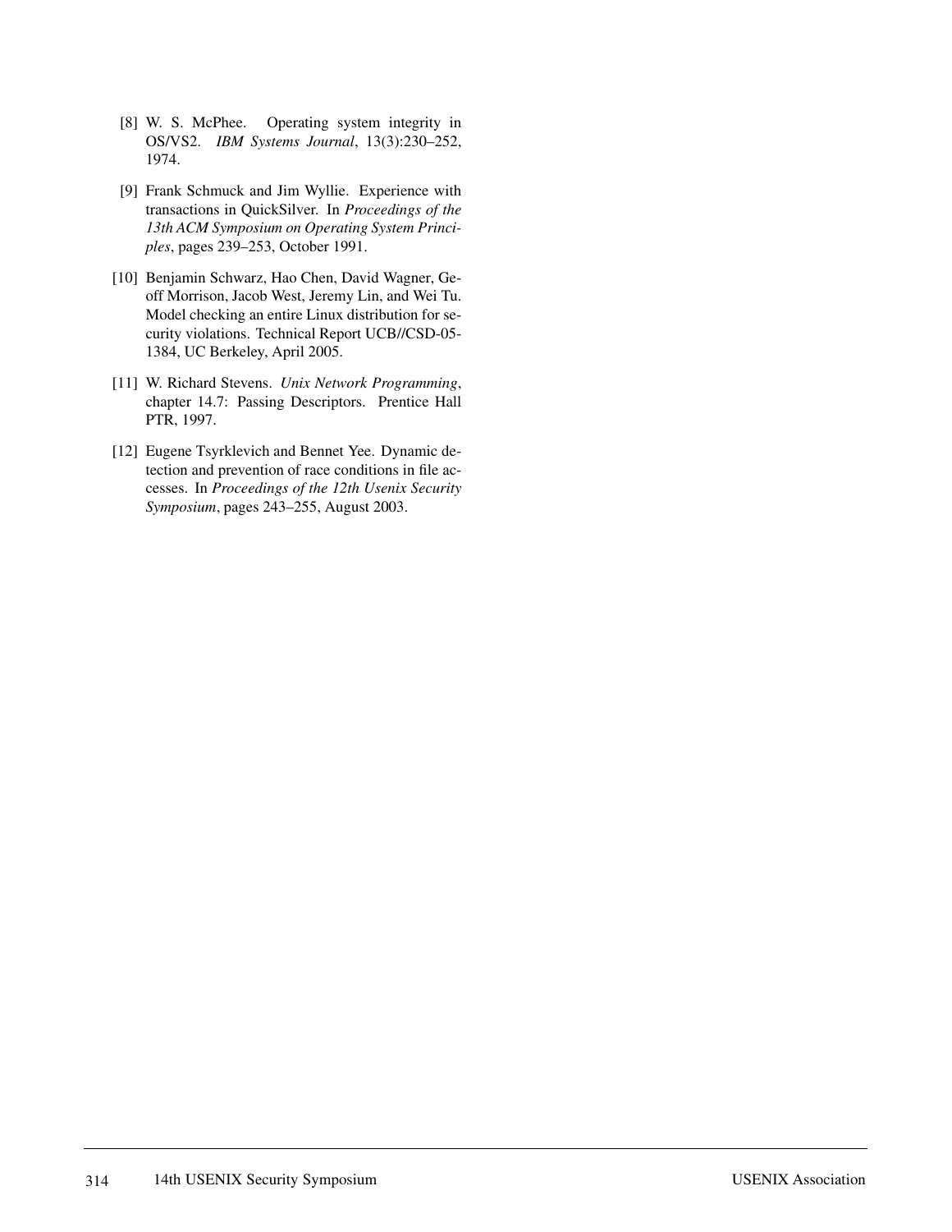[8] W. S. McPhee. Operating system integrity in OS/VS2. *IBM Systems Journal*, 13(3):230–252, 1974.

[9] Frank Schmuck and Jim Wyllie. Experience with transactions in QuickSilver. In *Proceedings of the 13th ACM Symposium on Operating System Principles*, pages 239–253, October 1991.

[10] Benjamin Schwarz, Hao Chen, David Wagner, Geoff Morrison, Jacob West, Jeremy Lin, and Wei Tu. Model checking an entire Linux distribution for security violations. Technical Report UCB//CSD-05-1384, UC Berkeley, April 2005.

[11] W. Richard Stevens. *Unix Network Programming*, chapter 14.7: Passing Descriptors. Prentice Hall PTR, 1997.

[12] Eugene Tsyrklevich and Bennet Yee. Dynamic detection and prevention of race conditions in file accesses. In *Proceedings of the 12th Usenix Security Symposium*, pages 243–255, August 2003.